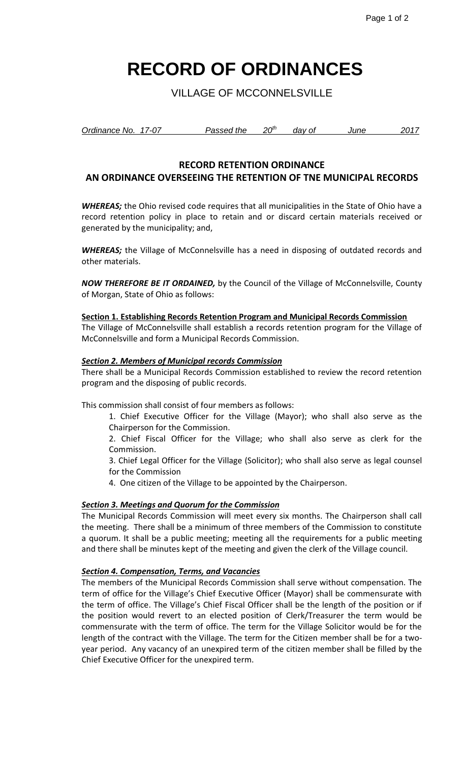# RECORD OF ORDINANCES

VILLAGE OF MCCONNELSVILLE

*Ordinance No. 17-07 Passed the 20th day of June 2017*

## RECORD RETENTION ORDINANCE
## AN ORDINANCE OVERSEEING THE RETENTION OF TNE MUNICIPAL RECORDS

***WHEREAS;*** the Ohio revised code requires that all municipalities in the State of Ohio have a record retention policy in place to retain and or discard certain materials received or generated by the municipality; and,

***WHEREAS;*** the Village of McConnelsville has a need in disposing of outdated records and other materials.

***NOW THEREFORE BE IT ORDAINED,*** by the Council of the Village of McConnelsville, County of Morgan, State of Ohio as follows:

**Section 1. Establishing Records Retention Program and Municipal Records Commission**
The Village of McConnelsville shall establish a records retention program for the Village of McConnelsville and form a Municipal Records Commission.

***Section 2. Members of Municipal records Commission***
There shall be a Municipal Records Commission established to review the record retention program and the disposing of public records.

This commission shall consist of four members as follows:

1. Chief Executive Officer for the Village (Mayor); who shall also serve as the Chairperson for the Commission.
2. Chief Fiscal Officer for the Village; who shall also serve as clerk for the Commission.
3. Chief Legal Officer for the Village (Solicitor); who shall also serve as legal counsel for the Commission
4. One citizen of the Village to be appointed by the Chairperson.

***Section 3. Meetings and Quorum for the Commission***
The Municipal Records Commission will meet every six months. The Chairperson shall call the meeting. There shall be a minimum of three members of the Commission to constitute a quorum. It shall be a public meeting; meeting all the requirements for a public meeting and there shall be minutes kept of the meeting and given the clerk of the Village council.

***Section 4. Compensation, Terms, and Vacancies***
The members of the Municipal Records Commission shall serve without compensation. The term of office for the Village's Chief Executive Officer (Mayor) shall be commensurate with the term of office. The Village's Chief Fiscal Officer shall be the length of the position or if the position would revert to an elected position of Clerk/Treasurer the term would be commensurate with the term of office. The term for the Village Solicitor would be for the length of the contract with the Village. The term for the Citizen member shall be for a two-year period. Any vacancy of an unexpired term of the citizen member shall be filled by the Chief Executive Officer for the unexpired term.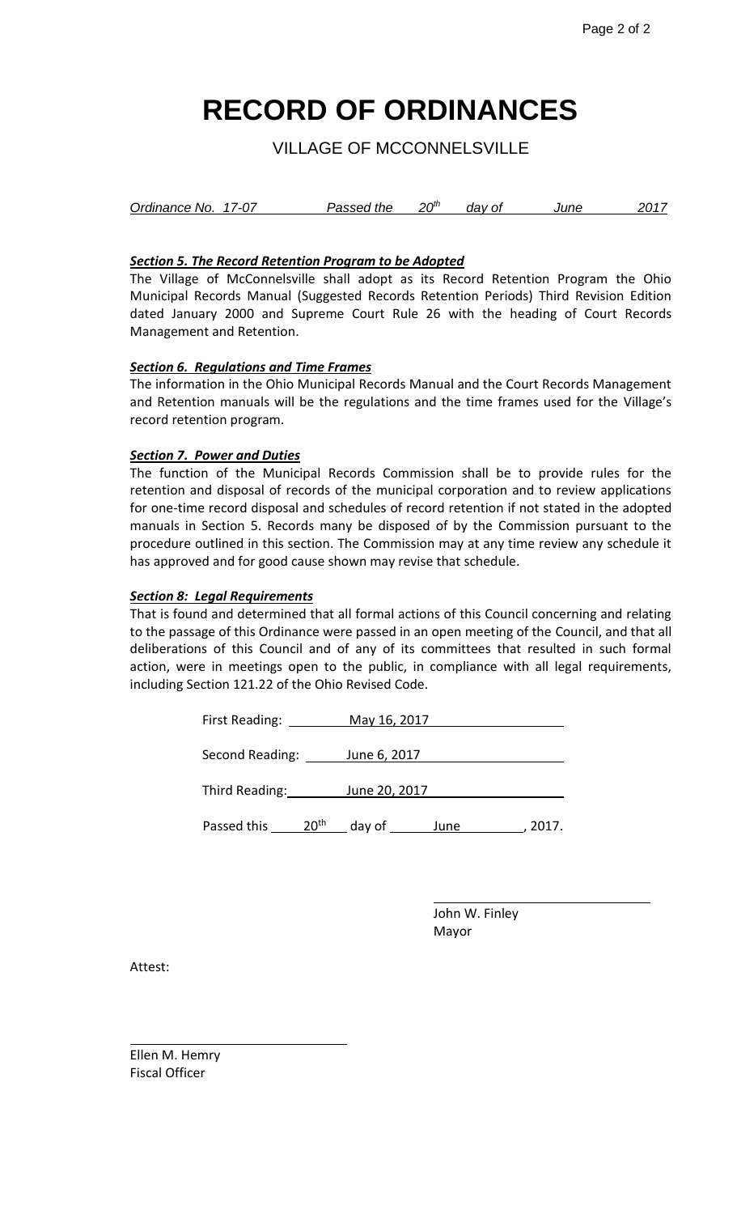# RECORD OF ORDINANCES

VILLAGE OF MCCONNELSVILLE

*Ordinance No. 17-07 Passed the 20th day of June 2017*

***Section 5. The Record Retention Program to be Adopted***

The Village of McConnelsville shall adopt as its Record Retention Program the Ohio Municipal Records Manual (Suggested Records Retention Periods) Third Revision Edition dated January 2000 and Supreme Court Rule 26 with the heading of Court Records Management and Retention.

***Section 6. Regulations and Time Frames***

The information in the Ohio Municipal Records Manual and the Court Records Management and Retention manuals will be the regulations and the time frames used for the Village's record retention program.

***Section 7. Power and Duties***

The function of the Municipal Records Commission shall be to provide rules for the retention and disposal of records of the municipal corporation and to review applications for one-time record disposal and schedules of record retention if not stated in the adopted manuals in Section 5. Records many be disposed of by the Commission pursuant to the procedure outlined in this section. The Commission may at any time review any schedule it has approved and for good cause shown may revise that schedule.

***Section 8: Legal Requirements***

That is found and determined that all formal actions of this Council concerning and relating to the passage of this Ordinance were passed in an open meeting of the Council, and that all deliberations of this Council and of any of its committees that resulted in such formal action, were in meetings open to the public, in compliance with all legal requirements, including Section 121.22 of the Ohio Revised Code.

First Reading: May 16, 2017

Second Reading: June 6, 2017

Third Reading: June 20, 2017

Passed this 20th day of June, 2017.

John W. Finley
Mayor

Attest:

Ellen M. Hemry
Fiscal Officer